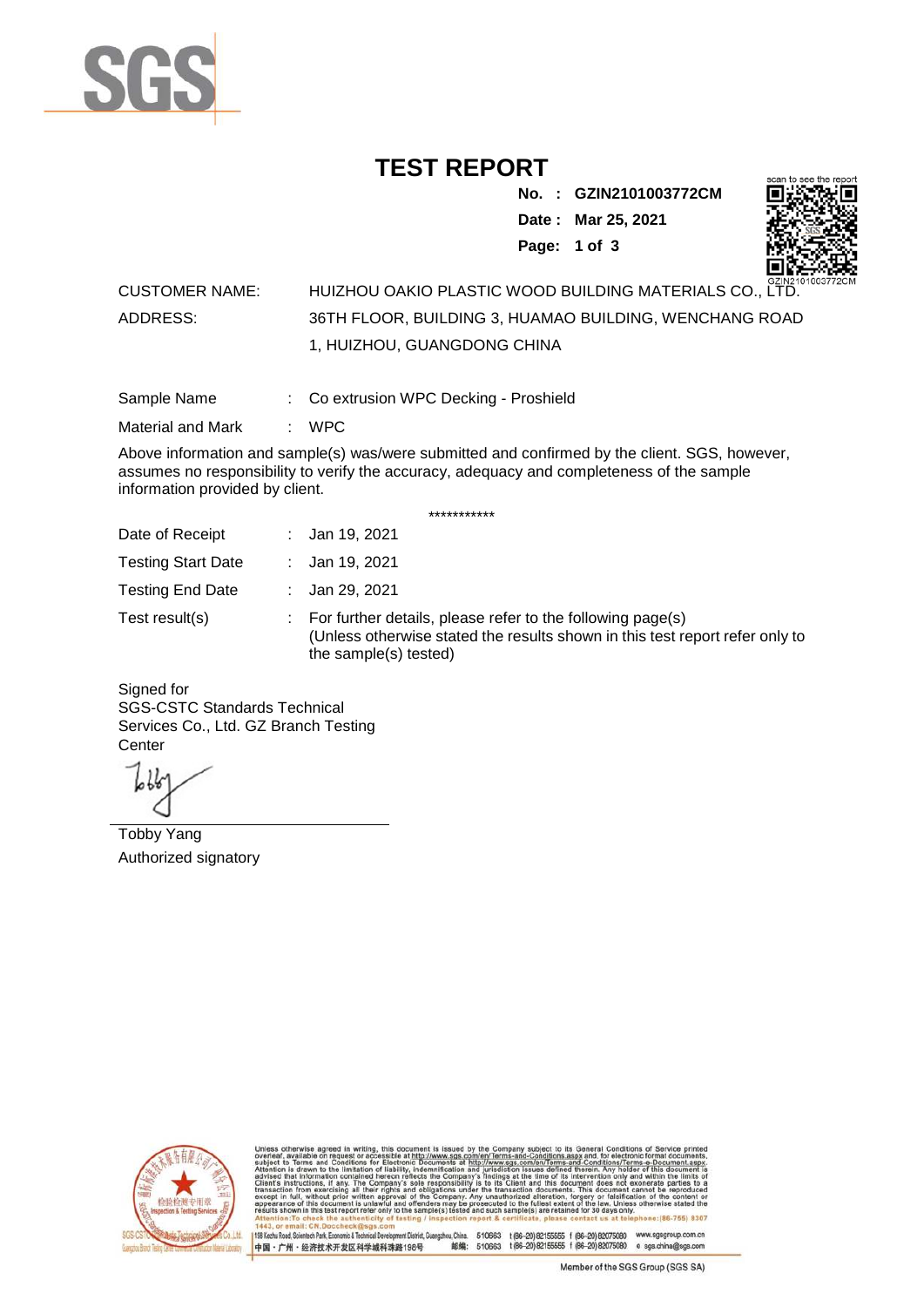# TEST REPORT

**No. : GZIN2101003772CM**

**Date : Mar 25, 2021**

CUSTOMER NAME: HUIZHOU OAKIO PLASTIC WOOD BUILDING MATERIALS CO., LTD.

ADDRESS: 36TH FLOOR, BUILDING 3, HUAMAO BUILDING, WENCHANG ROAD 1, HUIZHOU, GUANGDONG CHINA

| | | |
|---|---|---|
| Sample Name | : | Co extrusion WPC Decking - Proshield |
| Material and Mark | : | WPC |

Above information and sample(s) was/were submitted and confirmed by the client. SGS, however, assumes no responsibility to verify the accuracy, adequacy and completeness of the sample information provided by client.

***********

| | | |
|---|---|---|
| Date of Receipt | : | Jan 19, 2021 |
| Testing Start Date | : | Jan 19, 2021 |
| Testing End Date | : | Jan 29, 2021 |
| Test result(s) | : | For further details, please refer to the following page(s) (Unless otherwise stated the results shown in this test report refer only to the sample(s) tested) |

Signed for
SGS-CSTC Standards Technical Services Co., Ltd. GZ Branch Testing Center

Tobby Yang
Authorized signatory

Unless otherwise agreed in writing, this document is issued by the Company subject to its General Conditions of Service printed overleaf, available on request or accessible at http://www.sgs.com/en/Terms-and-Conditions.aspx and, for electronic format documents, subject to Terms and Conditions for Electronic Documents at http://www.sgs.com/en/Terms-and-Conditions/Terms-e-Document.aspx. Attention is drawn to the limitation of liability, indemnification and jurisdiction issues defined therein. Any holder of this document is advised that information contained hereon reflects the Company's findings at the time of its intervention only and within the limits of Client's instructions, if any. The Company's sole responsibility is to its Client and this document does not exonerate parties to a transaction from exercising all their rights and obligations under the transaction documents. This document cannot be reproduced except in full, without prior written approval of the Company. Any unauthorized alteration, forgery or falsification of the content or appearance of this document is unlawful and offenders may be prosecuted to the fullest extent of the law. Unless otherwise stated the results shown in this test report refer only to the sample(s) tested and such sample(s) are retained for 30 days only.
Attention: To check the authenticity of testing / inspection report & certificate, please contact us at telephone: (86-755) 8307 1443, or email: CN.Doccheck@sgs.com

198 Kezhu Road, Scientech Park, Economic & Technical Development District, Guangzhou, China. 510663 t (86-20) 82155555 f (86-20) 82075080 www.sgsgroup.com.cn
中国・广州・经济技术开发区科学城科珠路198号 邮编: 510663 t (86-20) 82155555 f (86-20) 82075080 e sgs.china@sgs.com

Member of the SGS Group (SGS SA)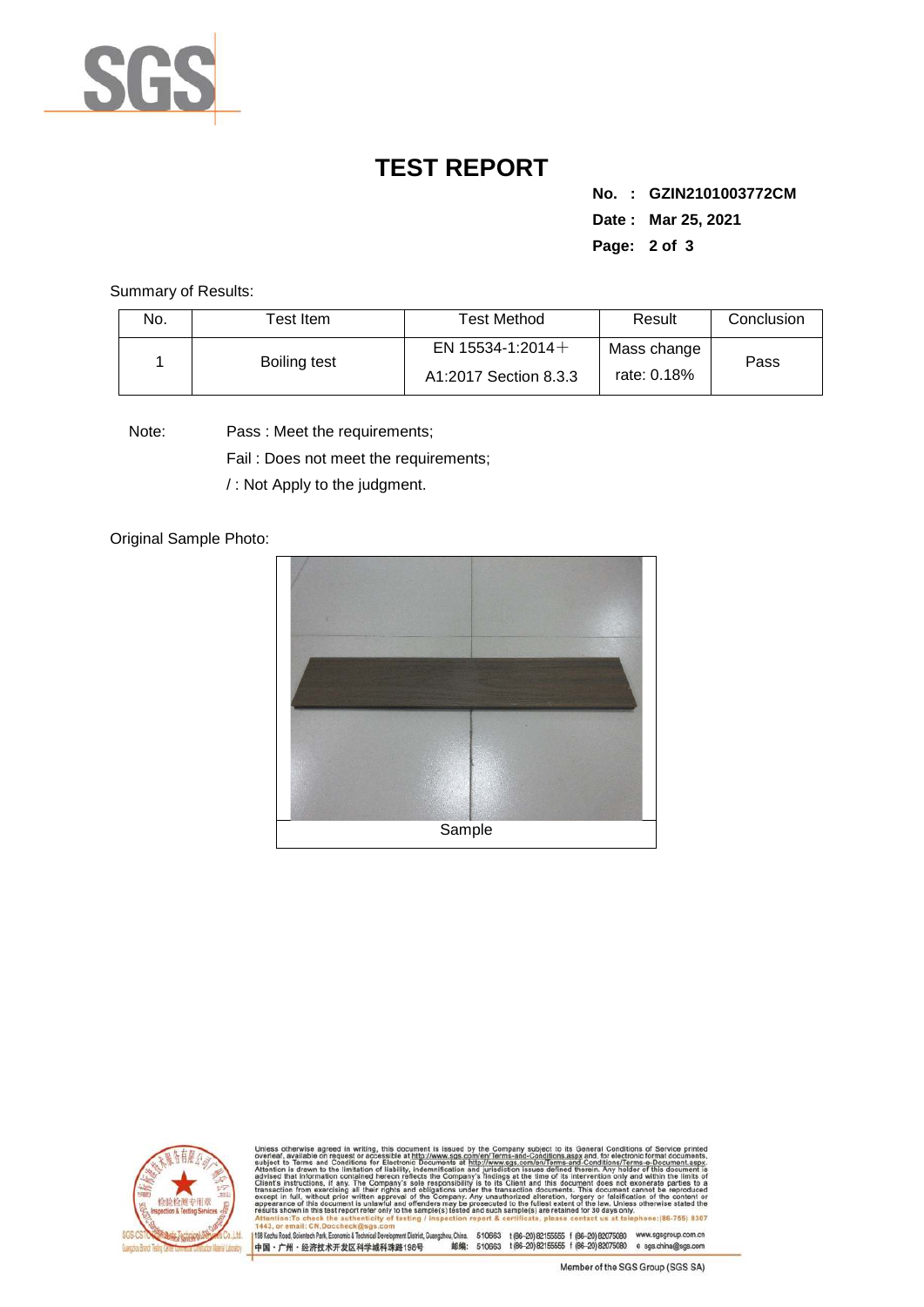# TEST REPORT

**No. : GZIN2101003772CM**

**Date : Mar 25, 2021**

Summary of Results:

| No. | Test Item | Test Method | Result | Conclusion |
|---|---|---|---|---|
| 1 | Boiling test | EN 15534-1:2014＋A1:2017 Section 8.3.3 | Mass change rate: 0.18% | Pass |

Note: Pass : Meet the requirements;

Fail : Does not meet the requirements;

/ : Not Apply to the judgment.

Original Sample Photo:

Sample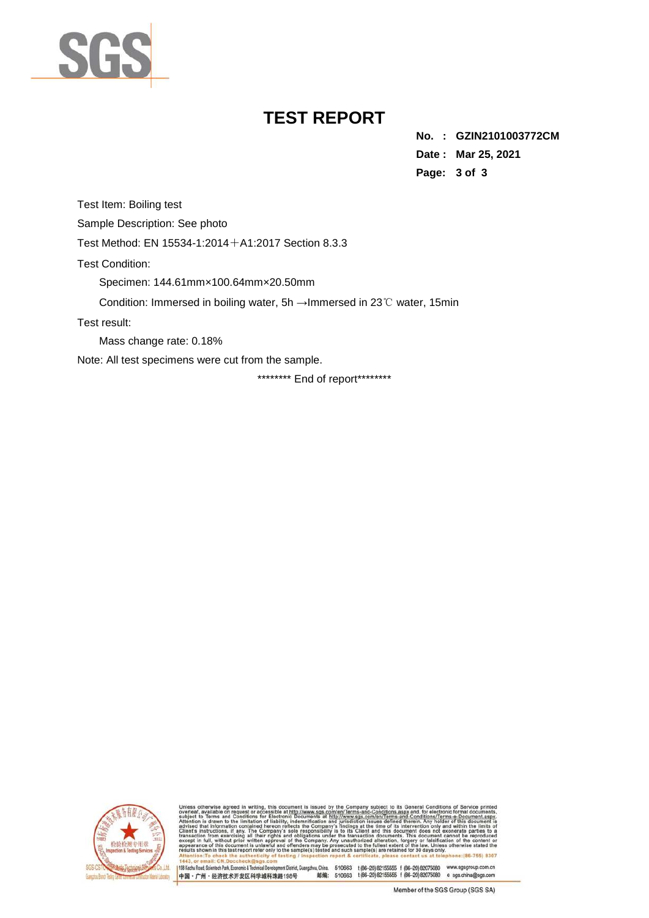# TEST REPORT

**No. : GZIN2101003772CM**
**Date : Mar 25, 2021**

Test Item: Boiling test

Sample Description: See photo

Test Method: EN 15534-1:2014＋A1:2017 Section 8.3.3

Test Condition:

Specimen: 144.61mm×100.64mm×20.50mm

Condition: Immersed in boiling water, 5h →Immersed in 23℃ water, 15min

Test result:

Mass change rate: 0.18%

Note: All test specimens were cut from the sample.

******** End of report********

Unless otherwise agreed in writing, this document is issued by the Company subject to its General Conditions of Service printed overleaf, available on request or accessible at http://www.sgs.com/en/Terms-and-Conditions.aspx and, for electronic format documents, subject to Terms and Conditions for Electronic Documents at http://www.sgs.com/en/Terms-and-Conditions/Terms-e-Document.aspx. Attention is drawn to the limitation of liability, indemnification and jurisdiction issues defined therein. Any holder of this document is advised that information contained hereon reflects the Company's findings at the time of its intervention only and within the limits of Client's instructions, if any. The Company's sole responsibility is to its Client and this document does not exonerate parties to a transaction from exercising all their rights and obligations under the transaction documents. This document cannot be reproduced except in full, without prior written approval of the Company. Any unauthorized alteration, forgery or falsification of the content or appearance of this document is unlawful and offenders may be prosecuted to the fullest extent of the law. Unless otherwise stated the results shown in this test report refer only to the sample(s) tested and such sample(s) are retained for 30 days only.
Attention: To check the authenticity of testing / inspection report & certificate, please contact us at telephone: (86-755) 8307 1443, or email: CN.Doccheck@sgs.com

198 Kezhu Road, Scientech Park, Economic & Technical Development District, Guangzhou, China. 510663 t (86-20) 82155555 f (86-20) 82075080 www.sgsgroup.com.cn
中国・广州・经济技术开发区科学城科珠路198号 邮编: 510663 t (86-20) 82155555 f (86-20) 82075080 e sgs.china@sgs.com

Member of the SGS Group (SGS SA)